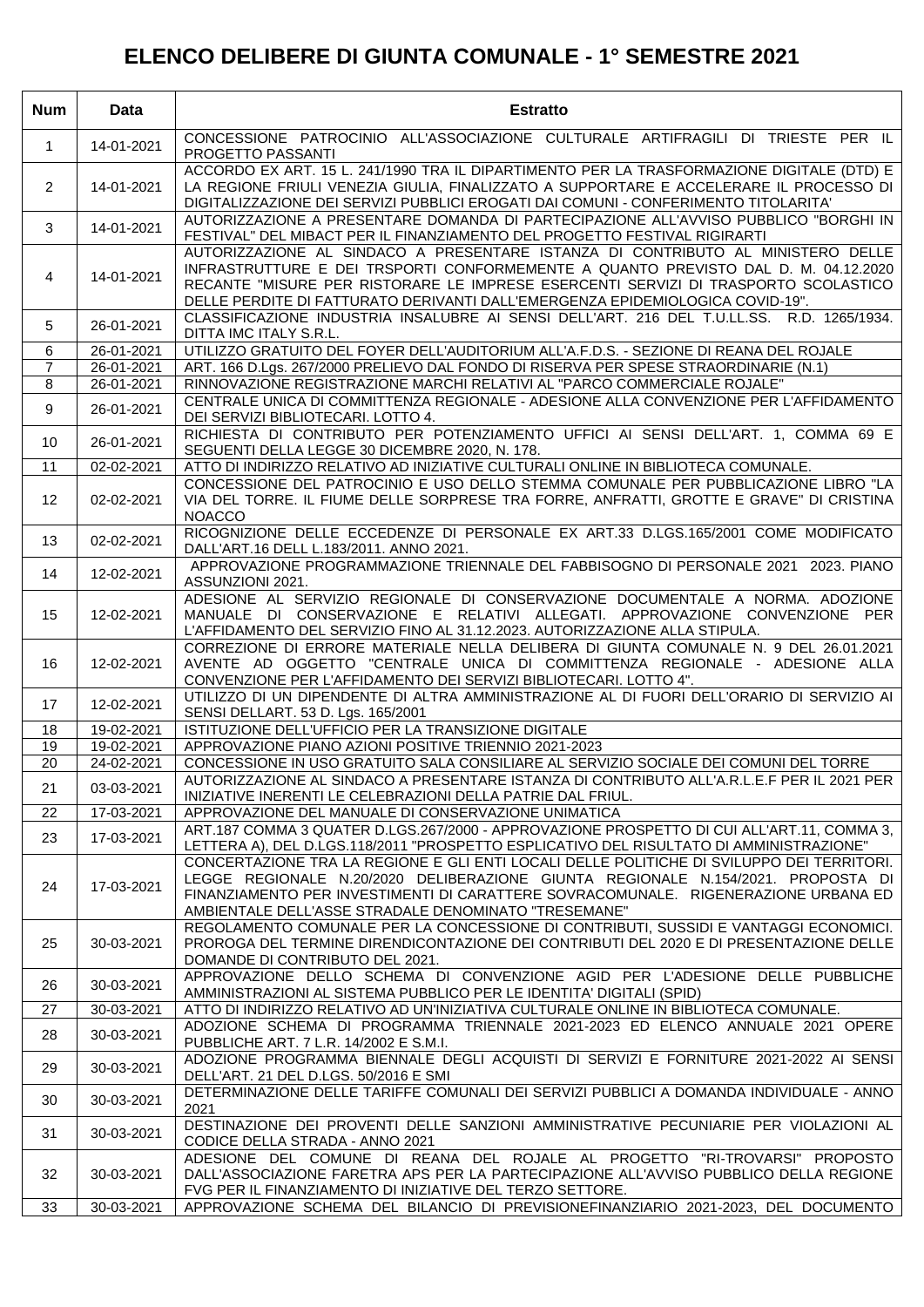# ELENCO DELIBERE DI GIUNTA COMUNALE - 1° SEMESTRE 2021

| Num | Data | Estratto |
|---|---|---|
| 1 | 14-01-2021 | CONCESSIONE PATROCINIO ALL'ASSOCIAZIONE CULTURALE ARTIFRAGILI DI TRIESTE PER IL PROGETTO PASSANTI |
| 2 | 14-01-2021 | ACCORDO EX ART. 15 L. 241/1990 TRA IL DIPARTIMENTO PER LA TRASFORMAZIONE DIGITALE (DTD) E LA REGIONE FRIULI VENEZIA GIULIA, FINALIZZATO A SUPPORTARE E ACCELERARE IL PROCESSO DI DIGITALIZZAZIONE DEI SERVIZI PUBBLICI EROGATI DAI COMUNI - CONFERIMENTO TITOLARITA' |
| 3 | 14-01-2021 | AUTORIZZAZIONE A PRESENTARE DOMANDA DI PARTECIPAZIONE ALL'AVVISO PUBBLICO "BORGHI IN FESTIVAL" DEL MIBACT PER IL FINANZIAMENTO DEL PROGETTO FESTIVAL RIGIRARTI |
| 4 | 14-01-2021 | AUTORIZZAZIONE AL SINDACO A PRESENTARE ISTANZA DI CONTRIBUTO AL MINISTERO DELLE INFRASTRUTTURE E DEI TRSPORTI CONFORMEMENTE A QUANTO PREVISTO DAL D. M. 04.12.2020 RECANTE "MISURE PER RISTORARE LE IMPRESE ESERCENTI SERVIZI DI TRASPORTO SCOLASTICO DELLE PERDITE DI FATTURATO DERIVANTI DALL'EMERGENZA EPIDEMIOLOGICA COVID-19". |
| 5 | 26-01-2021 | CLASSIFICAZIONE INDUSTRIA INSALUBRE AI SENSI DELL'ART. 216 DEL T.U.LL.SS. R.D. 1265/1934. DITTA IMC ITALY S.R.L. |
| 6 | 26-01-2021 | UTILIZZO GRATUITO DEL FOYER DELL'AUDITORIUM ALL'A.F.D.S. - SEZIONE DI REANA DEL ROJALE |
| 7 | 26-01-2021 | ART. 166 D.Lgs. 267/2000 PRELIEVO DAL FONDO DI RISERVA PER SPESE STRAORDINARIE (N.1) |
| 8 | 26-01-2021 | RINNOVAZIONE REGISTRAZIONE MARCHI RELATIVI AL "PARCO COMMERCIALE ROJALE" |
| 9 | 26-01-2021 | CENTRALE UNICA DI COMMITTENZA REGIONALE - ADESIONE ALLA CONVENZIONE PER L'AFFIDAMENTO DEI SERVIZI BIBLIOTECARI. LOTTO 4. |
| 10 | 26-01-2021 | RICHIESTA DI CONTRIBUTO PER POTENZIAMENTO UFFICI AI SENSI DELL'ART. 1, COMMA 69 E SEGUENTI DELLA LEGGE 30 DICEMBRE 2020, N. 178. |
| 11 | 02-02-2021 | ATTO DI INDIRIZZO RELATIVO AD INIZIATIVE CULTURALI ONLINE IN BIBLIOTECA COMUNALE. |
| 12 | 02-02-2021 | CONCESSIONE DEL PATROCINIO E USO DELLO STEMMA COMUNALE PER PUBBLICAZIONE LIBRO "LA VIA DEL TORRE. IL FIUME DELLE SORPRESE TRA FORRE, ANFRATTI, GROTTE E GRAVE" DI CRISTINA NOACCO |
| 13 | 02-02-2021 | RICOGNIZIONE DELLE ECCEDENZE DI PERSONALE EX ART.33 D.LGS.165/2001 COME MODIFICATO DALL'ART.16 DELL L.183/2011. ANNO 2021. |
| 14 | 12-02-2021 | APPROVAZIONE PROGRAMMAZIONE TRIENNALE DEL FABBISOGNO DI PERSONALE 2021 2023. PIANO ASSUNZIONI 2021. |
| 15 | 12-02-2021 | ADESIONE AL SERVIZIO REGIONALE DI CONSERVAZIONE DOCUMENTALE A NORMA. ADOZIONE MANUALE DI CONSERVAZIONE E RELATIVI ALLEGATI. APPROVAZIONE CONVENZIONE PER L'AFFIDAMENTO DEL SERVIZIO FINO AL 31.12.2023. AUTORIZZAZIONE ALLA STIPULA. |
| 16 | 12-02-2021 | CORREZIONE DI ERRORE MATERIALE NELLA DELIBERA DI GIUNTA COMUNALE N. 9 DEL 26.01.2021 AVENTE AD OGGETTO "CENTRALE UNICA DI COMMITTENZA REGIONALE - ADESIONE ALLA CONVENZIONE PER L'AFFIDAMENTO DEI SERVIZI BIBLIOTECARI. LOTTO 4". |
| 17 | 12-02-2021 | UTILIZZO DI UN DIPENDENTE DI ALTRA AMMINISTRAZIONE AL DI FUORI DELL'ORARIO DI SERVIZIO AI SENSI DELLART. 53 D. Lgs. 165/2001 |
| 18 | 19-02-2021 | ISTITUZIONE DELL'UFFICIO PER LA TRANSIZIONE DIGITALE |
| 19 | 19-02-2021 | APPROVAZIONE PIANO AZIONI POSITIVE TRIENNIO 2021-2023 |
| 20 | 24-02-2021 | CONCESSIONE IN USO GRATUITO SALA CONSILIARE AL SERVIZIO SOCIALE DEI COMUNI DEL TORRE |
| 21 | 03-03-2021 | AUTORIZZAZIONE AL SINDACO A PRESENTARE ISTANZA DI CONTRIBUTO ALL'A.R.L.E.F PER IL 2021 PER INIZIATIVE INERENTI LE CELEBRAZIONI DELLA PATRIE DAL FRIUL. |
| 22 | 17-03-2021 | APPROVAZIONE DEL MANUALE DI CONSERVAZIONE UNIMATICA |
| 23 | 17-03-2021 | ART.187 COMMA 3 QUATER D.LGS.267/2000 - APPROVAZIONE PROSPETTO DI CUI ALL'ART.11, COMMA 3, LETTERA A), DEL D.LGS.118/2011 "PROSPETTO ESPLICATIVO DEL RISULTATO DI AMMINISTRAZIONE" |
| 24 | 17-03-2021 | CONCERTAZIONE TRA LA REGIONE E GLI ENTI LOCALI DELLE POLITICHE DI SVILUPPO DEI TERRITORI. LEGGE REGIONALE N.20/2020 DELIBERAZIONE GIUNTA REGIONALE N.154/2021. PROPOSTA DI FINANZIAMENTO PER INVESTIMENTI DI CARATTERE SOVRACOMUNALE. RIGENERAZIONE URBANA ED AMBIENTALE DELL'ASSE STRADALE DENOMINATO "TRESEMANE" |
| 25 | 30-03-2021 | REGOLAMENTO COMUNALE PER LA CONCESSIONE DI CONTRIBUTI, SUSSIDI E VANTAGGI ECONOMICI. PROROGA DEL TERMINE DIRENDICONTAZIONE DEI CONTRIBUTI DEL 2020 E DI PRESENTAZIONE DELLE DOMANDE DI CONTRIBUTO DEL 2021. |
| 26 | 30-03-2021 | APPROVAZIONE DELLO SCHEMA DI CONVENZIONE AGID PER L'ADESIONE DELLE PUBBLICHE AMMINISTRAZIONI AL SISTEMA PUBBLICO PER LE IDENTITA' DIGITALI (SPID) |
| 27 | 30-03-2021 | ATTO DI INDIRIZZO RELATIVO AD UN'INIZIATIVA CULTURALE ONLINE IN BIBLIOTECA COMUNALE. |
| 28 | 30-03-2021 | ADOZIONE SCHEMA DI PROGRAMMA TRIENNALE 2021-2023 ED ELENCO ANNUALE 2021 OPERE PUBBLICHE ART. 7 L.R. 14/2002 E S.M.I. |
| 29 | 30-03-2021 | ADOZIONE PROGRAMMA BIENNALE DEGLI ACQUISTI DI SERVIZI E FORNITURE 2021-2022 AI SENSI DELL'ART. 21 DEL D.LGS. 50/2016 E SMI |
| 30 | 30-03-2021 | DETERMINAZIONE DELLE TARIFFE COMUNALI DEI SERVIZI PUBBLICI A DOMANDA INDIVIDUALE - ANNO 2021 |
| 31 | 30-03-2021 | DESTINAZIONE DEI PROVENTI DELLE SANZIONI AMMINISTRATIVE PECUNIARIE PER VIOLAZIONI AL CODICE DELLA STRADA - ANNO 2021 |
| 32 | 30-03-2021 | ADESIONE DEL COMUNE DI REANA DEL ROJALE AL PROGETTO "RI-TROVARSI" PROPOSTO DALL'ASSOCIAZIONE FARETRA APS PER LA PARTECIPAZIONE ALL'AVVISO PUBBLICO DELLA REGIONE FVG PER IL FINANZIAMENTO DI INIZIATIVE DEL TERZO SETTORE. |
| 33 | 30-03-2021 | APPROVAZIONE SCHEMA DEL BILANCIO DI PREVISIONEFINANZIARIO 2021-2023, DEL DOCUMENTO |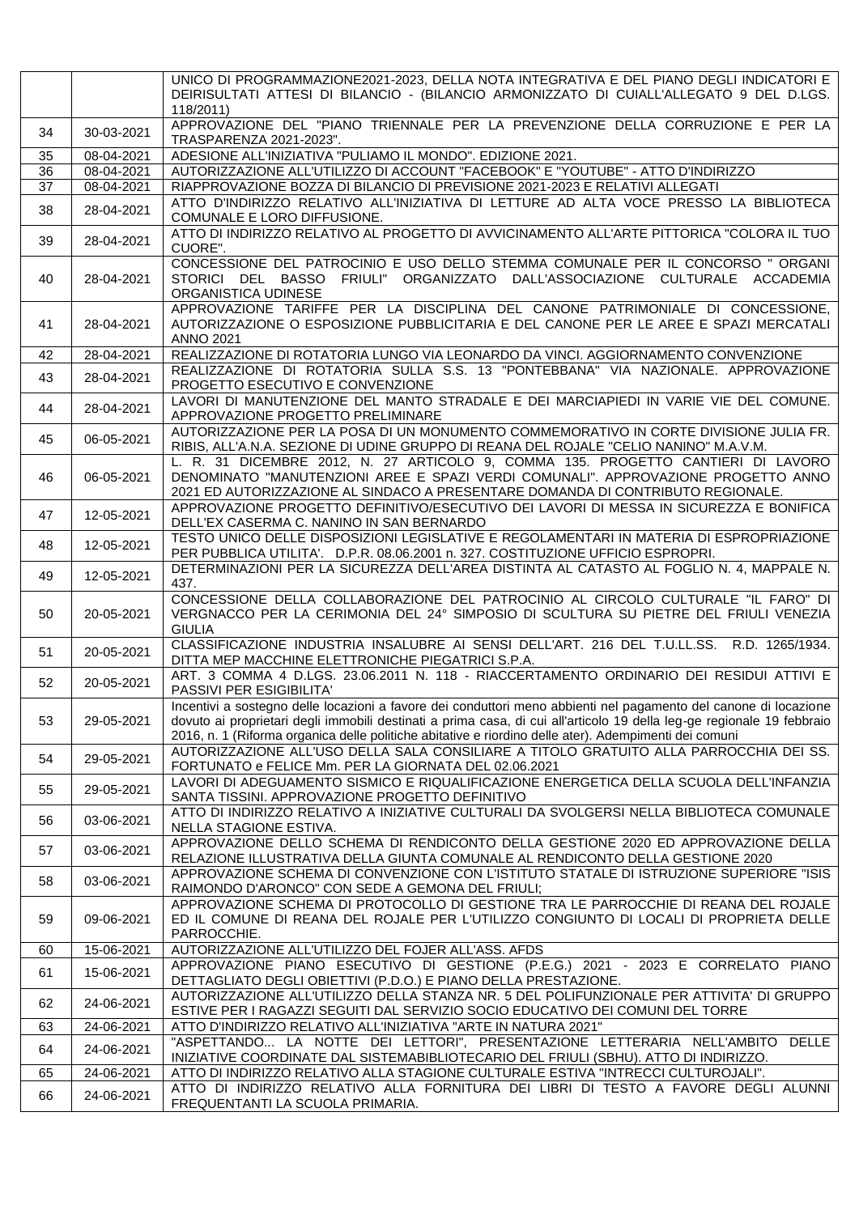| | | |
|---|---|---|
| | | UNICO DI PROGRAMMAZIONE2021-2023, DELLA NOTA INTEGRATIVA E DEL PIANO DEGLI INDICATORI E DEIRISULTATI ATTESI DI BILANCIO - (BILANCIO ARMONIZZATO DI CUIALL'ALLEGATO 9 DEL D.LGS. 118/2011) |
| 34 | 30-03-2021 | APPROVAZIONE DEL "PIANO TRIENNALE PER LA PREVENZIONE DELLA CORRUZIONE E PER LA TRASPARENZA 2021-2023". |
| 35 | 08-04-2021 | ADESIONE ALL'INIZIATIVA "PULIAMO IL MONDO". EDIZIONE 2021. |
| 36 | 08-04-2021 | AUTORIZZAZIONE ALL'UTILIZZO DI ACCOUNT "FACEBOOK" E "YOUTUBE" - ATTO D'INDIRIZZO |
| 37 | 08-04-2021 | RIAPPROVAZIONE BOZZA DI BILANCIO DI PREVISIONE 2021-2023 E RELATIVI ALLEGATI |
| 38 | 28-04-2021 | ATTO D'INDIRIZZO RELATIVO ALL'INIZIATIVA DI LETTURE AD ALTA VOCE PRESSO LA BIBLIOTECA COMUNALE E LORO DIFFUSIONE. |
| 39 | 28-04-2021 | ATTO DI INDIRIZZO RELATIVO AL PROGETTO DI AVVICINAMENTO ALL'ARTE PITTORICA "COLORA IL TUO CUORE". |
| 40 | 28-04-2021 | CONCESSIONE DEL PATROCINIO E USO DELLO STEMMA COMUNALE PER IL CONCORSO " ORGANI STORICI DEL BASSO FRIULI" ORGANIZZATO DALL'ASSOCIAZIONE CULTURALE ACCADEMIA ORGANISTICA UDINESE |
| 41 | 28-04-2021 | APPROVAZIONE TARIFFE PER LA DISCIPLINA DEL CANONE PATRIMONIALE DI CONCESSIONE, AUTORIZZAZIONE O ESPOSIZIONE PUBBLICITARIA E DEL CANONE PER LE AREE E SPAZI MERCATALI ANNO 2021 |
| 42 | 28-04-2021 | REALIZZAZIONE DI ROTATORIA LUNGO VIA LEONARDO DA VINCI. AGGIORNAMENTO CONVENZIONE |
| 43 | 28-04-2021 | REALIZZAZIONE DI ROTATORIA SULLA S.S. 13 "PONTEBBANA" VIA NAZIONALE. APPROVAZIONE PROGETTO ESECUTIVO E CONVENZIONE |
| 44 | 28-04-2021 | LAVORI DI MANUTENZIONE DEL MANTO STRADALE E DEI MARCIAPIEDI IN VARIE VIE DEL COMUNE. APPROVAZIONE PROGETTO PRELIMINARE |
| 45 | 06-05-2021 | AUTORIZZAZIONE PER LA POSA DI UN MONUMENTO COMMEMORATIVO IN CORTE DIVISIONE JULIA FR. RIBIS, ALL'A.N.A. SEZIONE DI UDINE GRUPPO DI REANA DEL ROJALE "CELIO NANINO" M.A.V.M. |
| 46 | 06-05-2021 | L. R. 31 DICEMBRE 2012, N. 27 ARTICOLO 9, COMMA 135. PROGETTO CANTIERI DI LAVORO DENOMINATO "MANUTENZIONI AREE E SPAZI VERDI COMUNALI". APPROVAZIONE PROGETTO ANNO 2021 ED AUTORIZZAZIONE AL SINDACO A PRESENTARE DOMANDA DI CONTRIBUTO REGIONALE. |
| 47 | 12-05-2021 | APPROVAZIONE PROGETTO DEFINITIVO/ESECUTIVO DEI LAVORI DI MESSA IN SICUREZZA E BONIFICA DELL'EX CASERMA C. NANINO IN SAN BERNARDO |
| 48 | 12-05-2021 | TESTO UNICO DELLE DISPOSIZIONI LEGISLATIVE E REGOLAMENTARI IN MATERIA DI ESPROPRIAZIONE PER PUBBLICA UTILITA'. D.P.R. 08.06.2001 n. 327. COSTITUZIONE UFFICIO ESPROPRI. |
| 49 | 12-05-2021 | DETERMINAZIONI PER LA SICUREZZA DELL'AREA DISTINTA AL CATASTO AL FOGLIO N. 4, MAPPALE N. 437. |
| 50 | 20-05-2021 | CONCESSIONE DELLA COLLABORAZIONE DEL PATROCINIO AL CIRCOLO CULTURALE "IL FARO" DI VERGNACCO PER LA CERIMONIA DEL 24° SIMPOSIO DI SCULTURA SU PIETRE DEL FRIULI VENEZIA GIULIA |
| 51 | 20-05-2021 | CLASSIFICAZIONE INDUSTRIA INSALUBRE AI SENSI DELL'ART. 216 DEL T.U.LL.SS. R.D. 1265/1934. DITTA MEP MACCHINE ELETTRONICHE PIEGATRICI S.P.A. |
| 52 | 20-05-2021 | ART. 3 COMMA 4 D.LGS. 23.06.2011 N. 118 - RIACCERTAMENTO ORDINARIO DEI RESIDUI ATTIVI E PASSIVI PER ESIGIBILITA' |
| 53 | 29-05-2021 | Incentivi a sostegno delle locazioni a favore dei conduttori meno abbienti nel pagamento del canone di locazione dovuto ai proprietari degli immobili destinati a prima casa, di cui all'articolo 19 della leg-ge regionale 19 febbraio 2016, n. 1 (Riforma organica delle politiche abitative e riordino delle ater). Adempimenti dei comuni |
| 54 | 29-05-2021 | AUTORIZZAZIONE ALL'USO DELLA SALA CONSILIARE A TITOLO GRATUITO ALLA PARROCCHIA DEI SS. FORTUNATO e FELICE Mm. PER LA GIORNATA DEL 02.06.2021 |
| 55 | 29-05-2021 | LAVORI DI ADEGUAMENTO SISMICO E RIQUALIFICAZIONE ENERGETICA DELLA SCUOLA DELL'INFANZIA SANTA TISSINI. APPROVAZIONE PROGETTO DEFINITIVO |
| 56 | 03-06-2021 | ATTO DI INDIRIZZO RELATIVO A INIZIATIVE CULTURALI DA SVOLGERSI NELLA BIBLIOTECA COMUNALE NELLA STAGIONE ESTIVA. |
| 57 | 03-06-2021 | APPROVAZIONE DELLO SCHEMA DI RENDICONTO DELLA GESTIONE 2020 ED APPROVAZIONE DELLA RELAZIONE ILLUSTRATIVA DELLA GIUNTA COMUNALE AL RENDICONTO DELLA GESTIONE 2020 |
| 58 | 03-06-2021 | APPROVAZIONE SCHEMA DI CONVENZIONE CON L'ISTITUTO STATALE DI ISTRUZIONE SUPERIORE "ISIS RAIMONDO D'ARONCO" CON SEDE A GEMONA DEL FRIULI; |
| 59 | 09-06-2021 | APPROVAZIONE SCHEMA DI PROTOCOLLO DI GESTIONE TRA LE PARROCCHIE DI REANA DEL ROJALE ED IL COMUNE DI REANA DEL ROJALE PER L'UTILIZZO CONGIUNTO DI LOCALI DI PROPRIETA DELLE PARROCCHIE. |
| 60 | 15-06-2021 | AUTORIZZAZIONE ALL'UTILIZZO DEL FOJER ALL'ASS. AFDS |
| 61 | 15-06-2021 | APPROVAZIONE PIANO ESECUTIVO DI GESTIONE (P.E.G.) 2021 - 2023 E CORRELATO PIANO DETTAGLIATO DEGLI OBIETTIVI (P.D.O.) E PIANO DELLA PRESTAZIONE. |
| 62 | 24-06-2021 | AUTORIZZAZIONE ALL'UTILIZZO DELLA STANZA NR. 5 DEL POLIFUNZIONALE PER ATTIVITA' DI GRUPPO ESTIVE PER I RAGAZZI SEGUITI DAL SERVIZIO SOCIO EDUCATIVO DEI COMUNI DEL TORRE |
| 63 | 24-06-2021 | ATTO D'INDIRIZZO RELATIVO ALL'INIZIATIVA "ARTE IN NATURA 2021" |
| 64 | 24-06-2021 | "ASPETTANDO... LA NOTTE DEI LETTORI", PRESENTAZIONE LETTERARIA NELL'AMBITO DELLE INIZIATIVE COORDINATE DAL SISTEMABIBLIOTECARIO DEL FRIULI (SBHU). ATTO DI INDIRIZZO. |
| 65 | 24-06-2021 | ATTO DI INDIRIZZO RELATIVO ALLA STAGIONE CULTURALE ESTIVA "INTRECCI CULTUROJALI". |
| 66 | 24-06-2021 | ATTO DI INDIRIZZO RELATIVO ALLA FORNITURA DEI LIBRI DI TESTO A FAVORE DEGLI ALUNNI FREQUENTANTI LA SCUOLA PRIMARIA. |